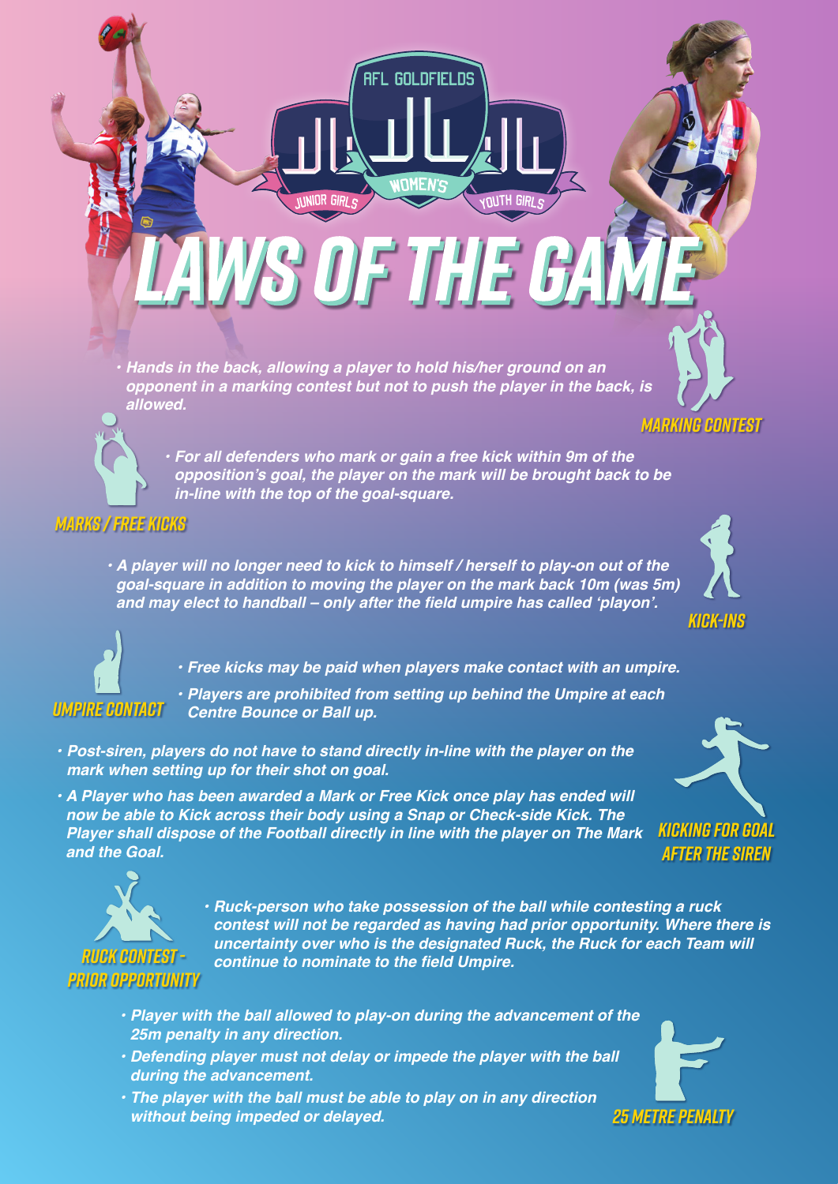AFL GOLDFIELDS

JUNIOR GIRLS · WOMEN'S · YOUTH GIRLS

# LAWS OF THE GAME

## MARKING CONTEST

- *Hands in the back, allowing a player to hold his/her ground on an opponent in a marking contest but not to push the player in the back, is allowed.*

## MARKS / FREE KICKS

- *For all defenders who mark or gain a free kick within 9m of the opposition's goal, the player on the mark will be brought back to be in-line with the top of the goal-square.*

## KICK-INS

- *A player will no longer need to kick to himself / herself to play-on out of the goal-square in addition to moving the player on the mark back 10m (was 5m) and may elect to handball – only after the field umpire has called 'playon'.*

## UMPIRE CONTACT

- *Free kicks may be paid when players make contact with an umpire.*
- *Players are prohibited from setting up behind the Umpire at each Centre Bounce or Ball up.*

## KICKING FOR GOAL AFTER THE SIREN

- *Post-siren, players do not have to stand directly in-line with the player on the mark when setting up for their shot on goal.*
- *A Player who has been awarded a Mark or Free Kick once play has ended will now be able to Kick across their body using a Snap or Check-side Kick. The Player shall dispose of the Football directly in line with the player on The Mark and the Goal.*

## RUCK CONTEST - PRIOR OPPORTUNITY

- *Ruck-person who take possession of the ball while contesting a ruck contest will not be regarded as having had prior opportunity. Where there is uncertainty over who is the designated Ruck, the Ruck for each Team will continue to nominate to the field Umpire.*

## 25 METRE PENALTY

- *Player with the ball allowed to play-on during the advancement of the 25m penalty in any direction.*
- *Defending player must not delay or impede the player with the ball during the advancement.*
- *The player with the ball must be able to play on in any direction without being impeded or delayed.*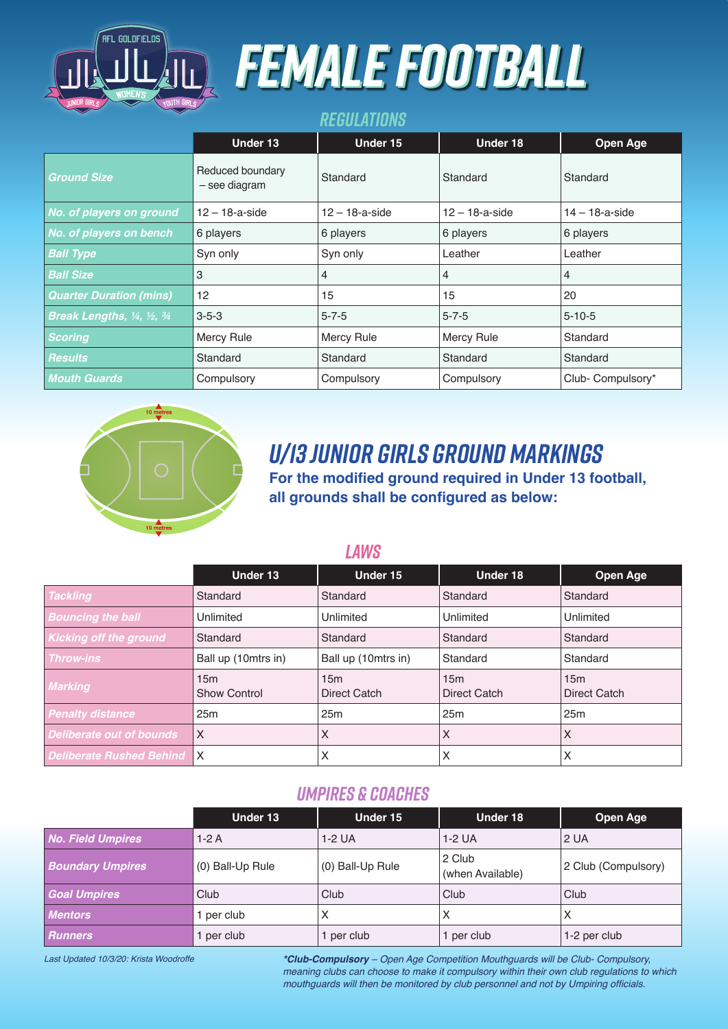AFL GOLDFIELDS

JUNIOR GIRLS WOMEN'S YOUTH GIRLS

# FEMALE FOOTBALL

## REGULATIONS

| | Under 13 | Under 15 | Under 18 | Open Age |
|---|---|---|---|---|
| ***Ground Size*** | Reduced boundary – see diagram | Standard | Standard | Standard |
| ***No. of players on ground*** | 12 – 18-a-side | 12 – 18-a-side | 12 – 18-a-side | 14 – 18-a-side |
| ***No. of players on bench*** | 6 players | 6 players | 6 players | 6 players |
| ***Ball Type*** | Syn only | Syn only | Leather | Leather |
| ***Ball Size*** | 3 | 4 | 4 | 4 |
| ***Quarter Duration (mins)*** | 12 | 15 | 15 | 20 |
| ***Break Lengths, ¼, ½, ¾*** | 3-5-3 | 5-7-5 | 5-7-5 | 5-10-5 |
| ***Scoring*** | Mercy Rule | Mercy Rule | Mercy Rule | Standard |
| ***Results*** | Standard | Standard | Standard | Standard |
| ***Mouth Guards*** | Compulsory | Compulsory | Compulsory | Club- Compulsory* |

10 metres

10 metres

## U/13 JUNIOR GIRLS GROUND MARKINGS

**For the modified ground required in Under 13 football, all grounds shall be configured as below:**

## LAWS

| | Under 13 | Under 15 | Under 18 | Open Age |
|---|---|---|---|---|
| ***Tackling*** | Standard | Standard | Standard | Standard |
| ***Bouncing the ball*** | Unlimited | Unlimited | Unlimited | Unlimited |
| ***Kicking off the ground*** | Standard | Standard | Standard | Standard |
| ***Throw-ins*** | Ball up (10mtrs in) | Ball up (10mtrs in) | Standard | Standard |
| ***Marking*** | 15m Show Control | 15m Direct Catch | 15m Direct Catch | 15m Direct Catch |
| ***Penalty distance*** | 25m | 25m | 25m | 25m |
| ***Deliberate out of bounds*** | X | X | X | X |
| ***Deliberate Rushed Behind*** | X | X | X | X |

## UMPIRES & COACHES

| | Under 13 | Under 15 | Under 18 | Open Age |
|---|---|---|---|---|
| ***No. Field Umpires*** | 1-2 A | 1-2 UA | 1-2 UA | 2 UA |
| ***Boundary Umpires*** | (0) Ball-Up Rule | (0) Ball-Up Rule | 2 Club (when Available) | 2 Club (Compulsory) |
| ***Goal Umpires*** | Club | Club | Club | Club |
| ***Mentors*** | 1 per club | X | X | X |
| ***Runners*** | 1 per club | 1 per club | 1 per club | 1-2 per club |

*Last Updated 10/3/20: Krista Woodroffe*

***Club-Compulsory** – Open Age Competition Mouthguards will be Club- Compulsory, meaning clubs can choose to make it compulsory within their own club regulations to which mouthguards will then be monitored by club personnel and not by Umpiring officials.*